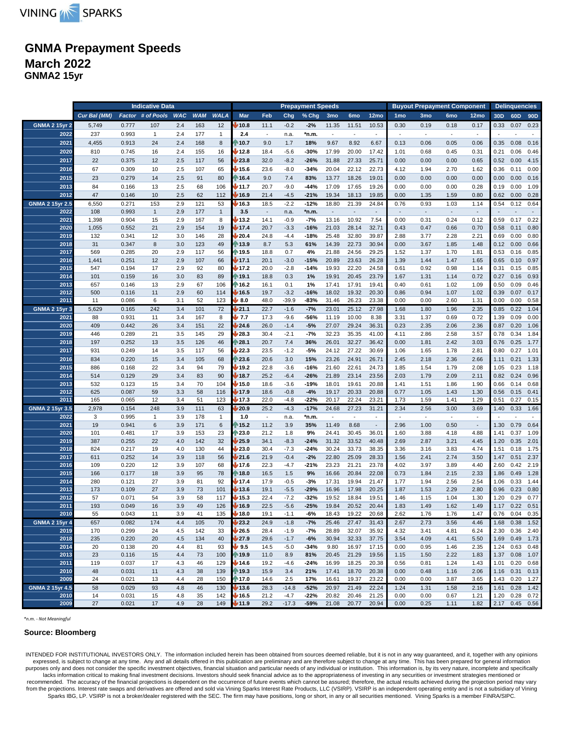VINING SPARKS

# GNMA Prepayment Speeds
## March 2022
### GNMA2 15yr

| | Indicative Data | | | | | | Prepayment Speeds | | | | | | | Buyout Prepayment Component | | | | Delinquencies | | |
|---|---|---|---|---|---|---|---|---|---|---|---|---|---|---|---|---|---|---|---|---|
| | Cur Bal (MM) | Factor | # of Pools | WAC | WAM | WALA | Mar | Feb | Chg | % Chg | 3mo | 6mo | 12mo | 1mo | 3mo | 6mo | 12mo | 30D | 60D | 90D |
| **GNMA 2 15yr 2** | 5,749 | 0.777 | 107 | 2.4 | 163 | 12 | ↓10.8 | 11.1 | -0.2 | -2% | 11.35 | 11.51 | 10.53 | 0.30 | 0.19 | 0.18 | 0.17 | 0.33 | 0.07 | 0.23 |
| 2022 | 237 | 0.993 | 1 | 2.4 | 177 | 1 | 2.4 | - | n.a. | *n.m. | - | - | - | - | - | - | - | - | - | - |
| 2021 | 4,455 | 0.913 | 24 | 2.4 | 168 | 8 | ↑10.7 | 9.0 | 1.7 | 18% | 9.67 | 8.92 | 6.67 | 0.13 | 0.06 | 0.05 | 0.06 | 0.35 | 0.08 | 0.16 |
| 2020 | 810 | 0.745 | 16 | 2.4 | 155 | 16 | ↓12.8 | 18.4 | -5.6 | -30% | 17.99 | 20.00 | 17.42 | 1.01 | 0.68 | 0.45 | 0.31 | 0.21 | 0.06 | 0.46 |
| 2017 | 22 | 0.375 | 12 | 2.5 | 117 | 56 | ↓23.8 | 32.0 | -8.2 | -26% | 31.88 | 27.33 | 25.71 | 0.00 | 0.00 | 0.00 | 0.65 | 0.52 | 0.00 | 4.15 |
| 2016 | 67 | 0.309 | 10 | 2.5 | 107 | 65 | ↓15.6 | 23.6 | -8.0 | -34% | 20.04 | 22.12 | 22.73 | 4.12 | 1.94 | 2.70 | 1.62 | 0.36 | 0.11 | 0.00 |
| 2015 | 23 | 0.279 | 14 | 2.5 | 91 | 80 | ↑16.4 | 9.0 | 7.4 | 83% | 13.77 | 18.26 | 19.01 | 0.00 | 0.00 | 0.00 | 0.00 | 0.00 | 0.00 | 0.16 |
| 2013 | 84 | 0.166 | 13 | 2.5 | 68 | 106 | ↓11.7 | 20.7 | -9.0 | -44% | 17.09 | 17.65 | 19.26 | 0.00 | 0.00 | 0.00 | 0.28 | 0.19 | 0.00 | 1.09 |
| 2012 | 47 | 0.146 | 10 | 2.5 | 62 | 112 | ↓16.9 | 21.4 | -4.5 | -21% | 19.34 | 18.13 | 19.85 | 0.00 | 1.35 | 1.59 | 0.80 | 0.62 | 0.00 | 0.28 |
| **GNMA 2 15yr 2.5** | 6,550 | 0.271 | 153 | 2.9 | 121 | 53 | ↓16.3 | 18.5 | -2.2 | -12% | 18.80 | 21.39 | 24.84 | 0.76 | 0.93 | 1.03 | 1.14 | 0.54 | 0.12 | 0.64 |
| 2022 | 108 | 0.993 | 1 | 2.9 | 177 | 1 | 3.5 | - | n.a. | *n.m. | - | - | - | - | - | - | - | - | - | - |
| 2021 | 1,398 | 0.904 | 15 | 2.9 | 167 | 8 | ↓13.2 | 14.1 | -0.9 | -7% | 13.16 | 10.92 | 7.54 | 0.00 | 0.31 | 0.24 | 0.12 | 0.59 | 0.17 | 0.22 |
| 2020 | 1,055 | 0.552 | 21 | 2.9 | 154 | 19 | ↓17.4 | 20.7 | -3.3 | -16% | 21.03 | 28.14 | 32.71 | 0.43 | 0.47 | 0.66 | 0.70 | 0.58 | 0.11 | 0.80 |
| 2019 | 132 | 0.341 | 12 | 3.0 | 146 | 28 | ↓20.4 | 24.8 | -4.4 | -18% | 25.48 | 32.80 | 39.87 | 2.88 | 3.77 | 2.28 | 2.21 | 0.69 | 0.00 | 0.80 |
| 2018 | 31 | 0.347 | 8 | 3.0 | 123 | 49 | ↑13.9 | 8.7 | 5.3 | 61% | 14.39 | 22.73 | 30.94 | 0.00 | 3.67 | 1.85 | 1.48 | 0.12 | 0.00 | 0.66 |
| 2017 | 569 | 0.285 | 20 | 2.9 | 117 | 56 | ↑19.5 | 18.8 | 0.7 | 4% | 21.88 | 24.56 | 29.25 | 1.52 | 1.37 | 1.70 | 1.81 | 0.53 | 0.16 | 0.85 |
| 2016 | 1,441 | 0.251 | 12 | 2.9 | 107 | 66 | ↓17.1 | 20.1 | -3.0 | -15% | 20.89 | 23.63 | 26.28 | 1.39 | 1.44 | 1.47 | 1.65 | 0.65 | 0.10 | 0.97 |
| 2015 | 547 | 0.194 | 17 | 2.9 | 92 | 80 | ↓17.2 | 20.0 | -2.8 | -14% | 19.93 | 22.20 | 24.58 | 0.61 | 0.92 | 0.98 | 1.14 | 0.31 | 0.15 | 0.85 |
| 2014 | 101 | 0.159 | 16 | 3.0 | 83 | 89 | ↑19.1 | 18.8 | 0.3 | 1% | 19.91 | 20.45 | 23.79 | 1.67 | 1.31 | 1.14 | 0.72 | 0.27 | 0.16 | 0.93 |
| 2013 | 657 | 0.146 | 13 | 2.9 | 67 | 106 | ↑16.2 | 16.1 | 0.1 | 1% | 17.41 | 17.91 | 19.41 | 0.40 | 0.61 | 1.02 | 1.09 | 0.50 | 0.09 | 0.46 |
| 2012 | 500 | 0.116 | 11 | 2.9 | 60 | 114 | ↓16.5 | 19.7 | -3.2 | -16% | 18.02 | 19.32 | 20.30 | 0.86 | 0.94 | 1.07 | 1.02 | 0.39 | 0.07 | 0.17 |
| 2011 | 11 | 0.086 | 6 | 3.1 | 52 | 123 | ↓8.0 | 48.0 | -39.9 | -83% | 31.46 | 26.23 | 23.38 | 0.00 | 0.00 | 2.60 | 1.31 | 0.00 | 0.00 | 0.58 |
| **GNMA 2 15yr 3** | 5,629 | 0.165 | 242 | 3.4 | 101 | 72 | ↓21.1 | 22.7 | -1.6 | -7% | 23.01 | 25.12 | 27.98 | 1.68 | 1.80 | 1.96 | 2.35 | 0.85 | 0.22 | 1.04 |
| 2021 | 88 | 0.931 | 11 | 3.4 | 167 | 8 | ↓7.7 | 17.3 | -9.6 | -56% | 11.19 | 10.00 | 8.38 | 3.31 | 1.37 | 0.69 | 0.72 | 1.39 | 0.09 | 0.00 |
| 2020 | 409 | 0.442 | 26 | 3.4 | 151 | 22 | ↓24.6 | 26.0 | -1.4 | -5% | 27.07 | 29.24 | 36.31 | 0.23 | 2.35 | 2.06 | 2.36 | 0.87 | 0.20 | 1.06 |
| 2019 | 446 | 0.289 | 21 | 3.5 | 145 | 29 | ↓28.3 | 30.4 | -2.1 | -7% | 32.23 | 35.35 | 41.00 | 4.11 | 2.86 | 2.58 | 3.57 | 0.78 | 0.34 | 1.84 |
| 2018 | 197 | 0.252 | 13 | 3.5 | 126 | 46 | ↑28.1 | 20.7 | 7.4 | 36% | 26.01 | 32.27 | 36.42 | 0.00 | 1.81 | 2.42 | 3.03 | 0.76 | 0.25 | 1.77 |
| 2017 | 931 | 0.249 | 14 | 3.5 | 117 | 56 | ↓22.3 | 23.5 | -1.2 | -5% | 24.12 | 27.22 | 30.69 | 1.06 | 1.65 | 1.78 | 2.81 | 0.80 | 0.27 | 1.01 |
| 2016 | 834 | 0.220 | 15 | 3.4 | 105 | 68 | ↑23.6 | 20.6 | 3.0 | 15% | 23.26 | 24.91 | 26.71 | 2.45 | 2.18 | 2.36 | 2.66 | 1.11 | 0.21 | 1.33 |
| 2015 | 886 | 0.168 | 22 | 3.4 | 94 | 79 | ↓19.2 | 22.8 | -3.6 | -16% | 21.60 | 22.61 | 24.73 | 1.85 | 1.54 | 1.79 | 2.08 | 1.05 | 0.23 | 1.18 |
| 2014 | 514 | 0.129 | 29 | 3.4 | 83 | 90 | ↓18.7 | 25.2 | -6.4 | -26% | 21.89 | 23.14 | 23.56 | 2.03 | 1.79 | 2.09 | 2.11 | 0.82 | 0.24 | 0.96 |
| 2013 | 532 | 0.123 | 15 | 3.4 | 70 | 104 | ↓15.0 | 18.6 | -3.6 | -19% | 18.01 | 19.61 | 20.88 | 1.41 | 1.51 | 1.86 | 1.90 | 0.66 | 0.14 | 0.68 |
| 2012 | 625 | 0.087 | 59 | 3.3 | 58 | 116 | ↓17.9 | 18.6 | -0.8 | -4% | 19.17 | 20.33 | 20.88 | 0.77 | 1.05 | 1.43 | 1.30 | 0.56 | 0.15 | 0.41 |
| 2011 | 165 | 0.065 | 12 | 3.4 | 51 | 123 | ↓17.3 | 22.0 | -4.8 | -22% | 20.17 | 22.24 | 23.21 | 1.73 | 1.59 | 1.41 | 1.29 | 0.51 | 0.27 | 0.15 |
| **GNMA 2 15yr 3.5** | 2,978 | 0.154 | 248 | 3.9 | 111 | 63 | ↓20.9 | 25.2 | -4.3 | -17% | 24.68 | 27.23 | 31.21 | 2.34 | 2.56 | 3.00 | 3.69 | 1.40 | 0.33 | 1.66 |
| 2022 | 3 | 0.995 | 1 | 3.9 | 178 | 1 | 1.0 | - | n.a. | *n.m. | - | - | - | - | - | - | - | - | - | - |
| 2021 | 19 | 0.941 | 6 | 3.9 | 171 | 6 | ↑15.2 | 11.2 | 3.9 | 35% | 11.49 | 8.68 | - | 2.96 | 1.00 | 0.50 | - | 1.30 | 0.79 | 0.64 |
| 2020 | 101 | 0.481 | 17 | 3.9 | 153 | 23 | ↑23.0 | 21.2 | 1.8 | 9% | 24.41 | 30.45 | 36.01 | 1.60 | 3.88 | 4.18 | 4.88 | 1.41 | 0.37 | 1.09 |
| 2019 | 387 | 0.255 | 22 | 4.0 | 142 | 32 | ↓25.9 | 34.1 | -8.3 | -24% | 31.32 | 33.52 | 40.48 | 2.69 | 2.87 | 3.21 | 4.45 | 1.20 | 0.35 | 2.01 |
| 2018 | 824 | 0.217 | 19 | 4.0 | 130 | 44 | ↓23.0 | 30.4 | -7.3 | -24% | 30.24 | 33.73 | 38.35 | 3.36 | 3.16 | 3.83 | 4.74 | 1.51 | 0.18 | 1.75 |
| 2017 | 611 | 0.252 | 14 | 3.9 | 118 | 56 | ↓21.6 | 21.9 | -0.4 | -2% | 22.80 | 25.09 | 28.33 | 1.56 | 2.41 | 2.74 | 3.50 | 1.47 | 0.51 | 2.37 |
| 2016 | 109 | 0.220 | 12 | 3.9 | 107 | 68 | ↓17.6 | 22.3 | -4.7 | -21% | 23.23 | 21.21 | 23.78 | 4.02 | 3.97 | 3.89 | 4.40 | 2.60 | 0.42 | 2.19 |
| 2015 | 166 | 0.177 | 18 | 3.9 | 95 | 78 | ↑18.0 | 16.5 | 1.5 | 9% | 16.66 | 20.84 | 22.08 | 0.73 | 1.84 | 2.15 | 2.33 | 1.86 | 0.49 | 1.28 |
| 2014 | 280 | 0.121 | 27 | 3.9 | 81 | 92 | ↓17.4 | 17.9 | -0.5 | -3% | 17.31 | 19.94 | 21.47 | 1.77 | 1.94 | 2.56 | 2.54 | 1.06 | 0.33 | 1.44 |
| 2013 | 173 | 0.109 | 27 | 3.9 | 73 | 101 | ↓13.6 | 19.1 | -5.5 | -29% | 16.96 | 17.98 | 20.25 | 1.87 | 1.53 | 2.29 | 2.80 | 0.96 | 0.23 | 0.80 |
| 2012 | 57 | 0.071 | 54 | 3.9 | 58 | 117 | ↓15.3 | 22.4 | -7.2 | -32% | 19.52 | 18.84 | 19.51 | 1.46 | 1.15 | 1.04 | 1.30 | 1.20 | 0.29 | 0.77 |
| 2011 | 193 | 0.049 | 16 | 3.9 | 49 | 126 | ↓16.9 | 22.5 | -5.6 | -25% | 19.84 | 20.52 | 20.44 | 1.83 | 1.49 | 1.62 | 1.49 | 1.17 | 0.22 | 0.51 |
| 2010 | 55 | 0.043 | 11 | 3.9 | 41 | 135 | ↓18.0 | 19.1 | -1.1 | -6% | 18.43 | 19.22 | 20.68 | 2.62 | 1.76 | 1.76 | 1.47 | 0.76 | 0.04 | 0.35 |
| **GNMA 2 15yr 4** | 657 | 0.082 | 174 | 4.4 | 105 | 70 | ↓23.2 | 24.9 | -1.8 | -7% | 25.46 | 27.47 | 31.43 | 2.67 | 2.73 | 3.56 | 4.46 | 1.68 | 0.38 | 1.52 |
| 2019 | 170 | 0.299 | 24 | 4.5 | 142 | 33 | ↓26.5 | 28.4 | -1.9 | -7% | 28.89 | 32.07 | 35.92 | 4.32 | 3.41 | 4.81 | 6.24 | 2.30 | 0.36 | 2.40 |
| 2018 | 235 | 0.220 | 20 | 4.5 | 134 | 40 | ↓27.9 | 29.6 | -1.7 | -6% | 30.94 | 32.33 | 37.75 | 3.54 | 4.09 | 4.41 | 5.50 | 1.69 | 0.49 | 1.73 |
| 2014 | 20 | 0.138 | 20 | 4.4 | 81 | 93 | ↓9.5 | 14.5 | -5.0 | -34% | 9.81 | 16.97 | 17.15 | 0.00 | 0.95 | 1.46 | 2.35 | 1.24 | 0.63 | 0.48 |
| 2013 | 23 | 0.116 | 15 | 4.4 | 73 | 100 | ↑19.9 | 11.0 | 8.9 | 81% | 20.45 | 21.29 | 19.56 | 1.15 | 1.50 | 2.22 | 1.83 | 1.37 | 0.08 | 1.07 |
| 2011 | 119 | 0.037 | 17 | 4.3 | 46 | 129 | ↓14.6 | 19.2 | -4.6 | -24% | 16.99 | 18.25 | 20.38 | 0.56 | 0.81 | 1.24 | 1.43 | 1.01 | 0.20 | 0.68 |
| 2010 | 48 | 0.031 | 11 | 4.3 | 38 | 139 | ↑19.3 | 15.9 | 3.4 | 21% | 17.41 | 18.70 | 20.38 | 0.00 | 0.48 | 1.16 | 2.06 | 1.16 | 0.31 | 0.13 |
| 2009 | 24 | 0.021 | 13 | 4.4 | 28 | 150 | ↑17.0 | 14.6 | 2.5 | 17% | 16.61 | 19.37 | 23.22 | 0.00 | 0.00 | 3.87 | 3.65 | 1.43 | 0.20 | 1.27 |
| **GNMA 2 15yr 4.5** | 58 | 0.029 | 93 | 4.8 | 46 | 130 | ↓13.6 | 28.3 | -14.8 | -52% | 20.97 | 21.49 | 22.24 | 1.24 | 1.31 | 1.58 | 2.16 | 1.61 | 0.28 | 1.42 |
| 2010 | 14 | 0.031 | 15 | 4.8 | 35 | 142 | ↓16.5 | 21.2 | -4.7 | -22% | 20.82 | 20.46 | 21.25 | 0.00 | 0.00 | 0.67 | 1.21 | 1.20 | 0.28 | 0.72 |
| 2009 | 27 | 0.021 | 17 | 4.9 | 28 | 149 | ↓11.9 | 29.2 | -17.3 | -59% | 21.08 | 20.77 | 20.94 | 0.00 | 0.25 | 1.11 | 1.82 | 2.17 | 0.45 | 0.56 |

*\*n.m. - Not Meaningful*

**Source: Bloomberg**

INTENDED FOR INSTITUTIONAL INVESTORS ONLY. The information included herein has been obtained from sources deemed reliable, but it is not in any way guaranteed, and it, together with any opinions expressed, is subject to change at any time. Any and all details offered in this publication are preliminary and are therefore subject to change at any time. This has been prepared for general information purposes only and does not consider the specific investment objectives, financial situation and particular needs of any individual or institution. This information is, by its very nature, incomplete and specifically lacks information critical to making final investment decisions. Investors should seek financial advice as to the appropriateness of investing in any securities or investment strategies mentioned or recommended. The accuracy of the financial projections is dependent on the occurrence of future events which cannot be assured; therefore, the actual results achieved during the projection period may vary from the projections. Interest rate swaps and derivatives are offered and sold via Vining Sparks Interest Rate Products, LLC (VSIRP). VSIRP is an independent operating entity and is not a subsidiary of Vining Sparks IBG, LP. VSIRP is not a broker/dealer registered with the SEC. The firm may have positions, long or short, in any or all securities mentioned. Vining Sparks is a member FINRA/SIPC.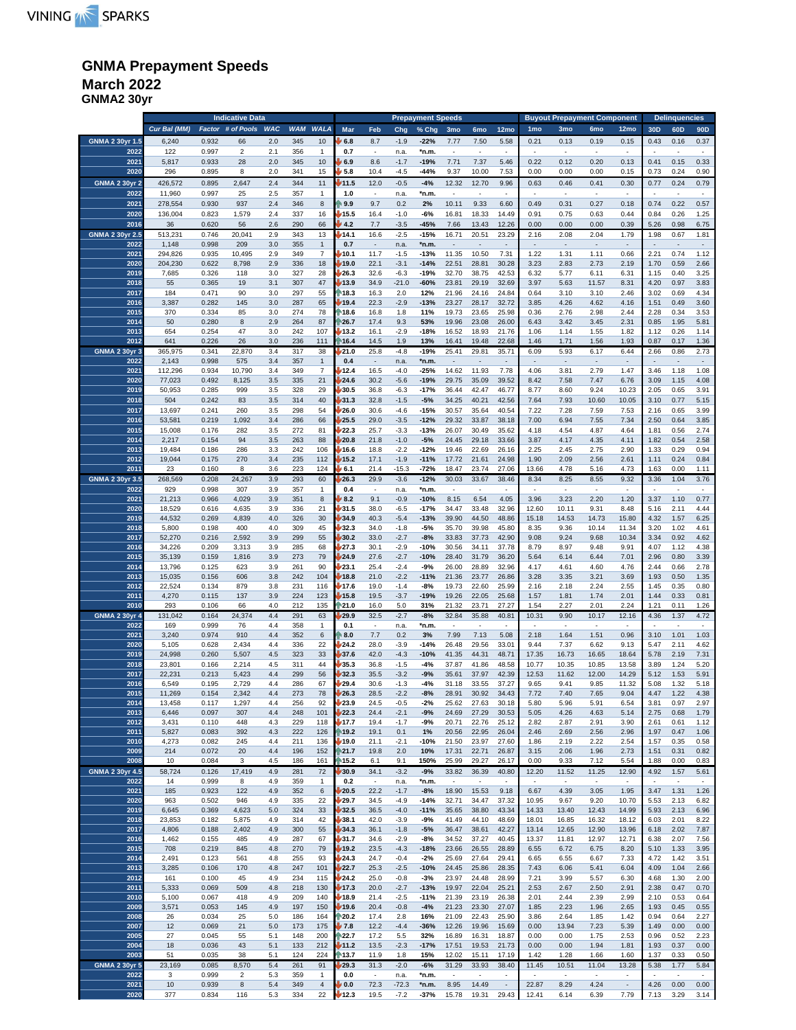# GNMA Prepayment Speeds

## March 2022

### GNMA2 30yr

| | Indicative Data | | | | | | Prepayment Speeds | | | | | | | Buyout Prepayment Component | | | | Delinquencies | | |
|---|---|---|---|---|---|---|---|---|---|---|---|---|---|---|---|---|---|---|---|---|
| | Cur Bal (MM) | Factor | # of Pools | WAC | WAM | WALA | Mar | Feb | Chg | % Chg | 3mo | 6mo | 12mo | 1mo | 3mo | 6mo | 12mo | 30D | 60D | 90D |
| GNMA 2 30yr 1.5 | 6,240 | 0.932 | 66 | 2.0 | 345 | 10 | 6.8 | 8.7 | -1.9 | -22% | 7.77 | 7.50 | 5.58 | 0.21 | 0.13 | 0.19 | 0.15 | 0.43 | 0.16 | 0.37 |
| 2022 | 122 | 0.997 | 2 | 2.1 | 356 | 1 | 0.7 | - | n.a. | *n.m. | - | - | - | - | - | - | - | - | - | - |
| 2021 | 5,817 | 0.933 | 28 | 2.0 | 345 | 10 | 6.9 | 8.6 | -1.7 | -19% | 7.71 | 7.37 | 5.46 | 0.22 | 0.12 | 0.20 | 0.13 | 0.41 | 0.15 | 0.33 |
| 2020 | 296 | 0.895 | 8 | 2.0 | 341 | 15 | 5.8 | 10.4 | -4.5 | -44% | 9.37 | 10.00 | 7.53 | 0.00 | 0.00 | 0.00 | 0.15 | 0.73 | 0.24 | 0.90 |
| GNMA 2 30yr 2 | 426,572 | 0.895 | 2,647 | 2.4 | 344 | 11 | 11.5 | 12.0 | -0.5 | -4% | 12.32 | 12.70 | 9.96 | 0.63 | 0.46 | 0.41 | 0.30 | 0.77 | 0.24 | 0.79 |
| 2022 | 11,960 | 0.997 | 25 | 2.5 | 357 | 1 | 1.0 | - | n.a. | *n.m. | - | - | - | - | - | - | - | - | - | - |
| 2021 | 278,554 | 0.930 | 937 | 2.4 | 346 | 8 | 9.9 | 9.7 | 0.2 | 2% | 10.11 | 9.33 | 6.60 | 0.49 | 0.31 | 0.27 | 0.18 | 0.74 | 0.22 | 0.57 |
| 2020 | 136,004 | 0.823 | 1,579 | 2.4 | 337 | 16 | 15.5 | 16.4 | -1.0 | -6% | 16.81 | 18.33 | 14.49 | 0.91 | 0.75 | 0.63 | 0.44 | 0.84 | 0.26 | 1.25 |
| 2016 | 36 | 0.620 | 56 | 2.6 | 290 | 66 | 4.2 | 7.7 | -3.5 | -45% | 7.66 | 13.43 | 12.26 | 0.00 | 0.00 | 0.00 | 0.39 | 5.26 | 0.98 | 6.75 |
| GNMA 2 30yr 2.5 | 513,231 | 0.746 | 20,041 | 2.9 | 343 | 13 | 14.1 | 16.6 | -2.5 | -15% | 16.71 | 20.51 | 23.29 | 2.16 | 2.08 | 2.04 | 1.79 | 1.98 | 0.67 | 1.81 |
| 2022 | 1,148 | 0.998 | 209 | 3.0 | 355 | 1 | 0.7 | - | n.a. | *n.m. | - | - | - | - | - | - | - | - | - | - |
| 2021 | 294,826 | 0.935 | 10,495 | 2.9 | 349 | 7 | 10.1 | 11.7 | -1.5 | -13% | 11.35 | 10.50 | 7.31 | 1.22 | 1.31 | 1.11 | 0.66 | 2.21 | 0.74 | 1.12 |
| 2020 | 204,230 | 0.622 | 8,798 | 2.9 | 336 | 18 | 19.0 | 22.1 | -3.1 | -14% | 22.51 | 28.81 | 30.28 | 3.23 | 2.83 | 2.73 | 2.19 | 1.70 | 0.59 | 2.66 |
| 2019 | 7,685 | 0.326 | 118 | 3.0 | 327 | 28 | 26.3 | 32.6 | -6.3 | -19% | 32.70 | 38.75 | 42.53 | 6.32 | 5.77 | 6.11 | 6.31 | 1.15 | 0.40 | 3.25 |
| 2018 | 55 | 0.365 | 19 | 3.1 | 307 | 47 | 13.9 | 34.9 | -21.0 | -60% | 23.81 | 29.19 | 32.69 | 3.97 | 5.63 | 11.57 | 8.31 | 4.20 | 0.97 | 3.83 |
| 2017 | 184 | 0.471 | 90 | 3.0 | 297 | 55 | 18.3 | 16.3 | 2.0 | 12% | 21.96 | 24.16 | 24.84 | 0.64 | 3.10 | 3.10 | 2.46 | 3.02 | 0.69 | 4.34 |
| 2016 | 3,387 | 0.282 | 145 | 3.0 | 287 | 65 | 19.4 | 22.3 | -2.9 | -13% | 23.27 | 28.17 | 32.72 | 3.85 | 4.26 | 4.62 | 4.16 | 1.51 | 0.49 | 3.60 |
| 2015 | 370 | 0.334 | 85 | 3.0 | 274 | 78 | 18.6 | 16.8 | 1.8 | 11% | 19.73 | 23.65 | 25.98 | 0.36 | 2.76 | 2.98 | 2.44 | 2.28 | 0.34 | 3.53 |
| 2014 | 50 | 0.280 | 8 | 2.9 | 264 | 87 | 26.7 | 17.4 | 9.3 | 53% | 19.96 | 23.08 | 26.00 | 6.43 | 3.42 | 3.45 | 2.31 | 0.85 | 1.95 | 5.81 |
| 2013 | 654 | 0.254 | 47 | 3.0 | 242 | 107 | 13.2 | 16.1 | -2.9 | -18% | 16.52 | 18.93 | 21.76 | 1.06 | 1.14 | 1.55 | 1.82 | 1.12 | 0.26 | 1.14 |
| 2012 | 641 | 0.226 | 26 | 3.0 | 236 | 111 | 16.4 | 14.5 | 1.9 | 13% | 16.41 | 19.48 | 22.68 | 1.46 | 1.71 | 1.56 | 1.93 | 0.87 | 0.17 | 1.36 |
| GNMA 2 30yr 3 | 365,975 | 0.341 | 22,870 | 3.4 | 317 | 38 | 21.0 | 25.8 | -4.8 | -19% | 25.41 | 29.81 | 35.71 | 6.09 | 5.93 | 6.17 | 6.44 | 2.66 | 0.86 | 2.73 |
| 2022 | 2,143 | 0.998 | 575 | 3.4 | 357 | 1 | 0.4 | - | n.a. | *n.m. | - | - | - | - | - | - | - | - | - | - |
| 2021 | 112,296 | 0.934 | 10,790 | 3.4 | 349 | 7 | 12.4 | 16.5 | -4.0 | -25% | 14.62 | 11.93 | 7.78 | 4.06 | 3.81 | 2.79 | 1.47 | 3.46 | 1.18 | 1.08 |
| 2020 | 77,023 | 0.492 | 8,125 | 3.5 | 335 | 21 | 24.6 | 30.2 | -5.6 | -19% | 29.75 | 35.09 | 39.52 | 8.42 | 7.58 | 7.47 | 6.76 | 3.09 | 1.15 | 4.08 |
| 2019 | 50,953 | 0.285 | 999 | 3.5 | 328 | 29 | 30.5 | 36.8 | -6.3 | -17% | 36.44 | 42.47 | 46.77 | 8.77 | 8.60 | 9.24 | 10.23 | 2.05 | 0.65 | 3.91 |
| 2018 | 504 | 0.242 | 83 | 3.5 | 314 | 40 | 31.3 | 32.8 | -1.5 | -5% | 34.25 | 40.21 | 42.56 | 7.64 | 7.93 | 10.60 | 10.05 | 3.10 | 0.77 | 5.15 |
| 2017 | 13,697 | 0.241 | 260 | 3.5 | 298 | 54 | 26.0 | 30.6 | -4.6 | -15% | 30.57 | 35.64 | 40.54 | 7.22 | 7.28 | 7.59 | 7.53 | 2.16 | 0.65 | 3.99 |
| 2016 | 53,581 | 0.219 | 1,092 | 3.4 | 286 | 66 | 25.5 | 29.0 | -3.5 | -12% | 29.32 | 33.87 | 38.18 | 7.00 | 6.94 | 7.55 | 7.34 | 2.50 | 0.64 | 3.85 |
| 2015 | 15,008 | 0.176 | 282 | 3.5 | 272 | 81 | 22.3 | 25.7 | -3.3 | -13% | 26.07 | 30.49 | 35.62 | 4.18 | 4.54 | 4.87 | 4.64 | 1.81 | 0.56 | 2.74 |
| 2014 | 2,217 | 0.154 | 94 | 3.5 | 263 | 88 | 20.8 | 21.8 | -1.0 | -5% | 24.45 | 29.18 | 33.66 | 3.87 | 4.17 | 4.35 | 4.11 | 1.82 | 0.54 | 2.58 |
| 2013 | 19,484 | 0.186 | 286 | 3.3 | 242 | 106 | 16.6 | 18.8 | -2.2 | -12% | 19.46 | 22.69 | 26.16 | 2.25 | 2.45 | 2.75 | 2.90 | 1.33 | 0.29 | 0.94 |
| 2012 | 19,044 | 0.175 | 270 | 3.4 | 235 | 112 | 15.2 | 17.1 | -1.9 | -11% | 17.72 | 21.61 | 24.98 | 1.90 | 2.09 | 2.56 | 2.61 | 1.11 | 0.24 | 0.84 |
| 2011 | 23 | 0.160 | 8 | 3.6 | 223 | 124 | 6.1 | 21.4 | -15.3 | -72% | 18.47 | 23.74 | 27.06 | 13.66 | 4.78 | 5.16 | 4.73 | 1.63 | 0.00 | 1.11 |
| GNMA 2 30yr 3.5 | 268,569 | 0.208 | 24,267 | 3.9 | 293 | 60 | 26.3 | 29.9 | -3.6 | -12% | 30.03 | 33.67 | 38.46 | 8.34 | 8.25 | 8.55 | 9.32 | 3.36 | 1.04 | 3.76 |
| 2022 | 929 | 0.998 | 307 | 3.9 | 357 | 1 | 0.4 | - | n.a. | *n.m. | - | - | - | - | - | - | - | - | - | - |
| 2021 | 21,213 | 0.966 | 4,029 | 3.9 | 351 | 8 | 8.2 | 9.1 | -0.9 | -10% | 8.15 | 6.54 | 4.05 | 3.96 | 3.23 | 2.20 | 1.20 | 3.37 | 1.10 | 0.77 |
| 2020 | 18,529 | 0.616 | 4,635 | 3.9 | 336 | 21 | 31.5 | 38.0 | -6.5 | -17% | 34.47 | 33.48 | 32.96 | 12.60 | 10.11 | 9.31 | 8.48 | 5.16 | 2.11 | 4.44 |
| 2019 | 44,532 | 0.269 | 4,839 | 4.0 | 326 | 30 | 34.9 | 40.3 | -5.4 | -13% | 39.90 | 44.50 | 48.86 | 15.18 | 14.53 | 14.73 | 15.80 | 4.32 | 1.57 | 6.25 |
| 2018 | 5,800 | 0.198 | 400 | 4.0 | 309 | 45 | 32.3 | 34.0 | -1.8 | -5% | 35.70 | 39.98 | 45.80 | 8.35 | 9.36 | 10.14 | 11.34 | 3.20 | 1.02 | 4.61 |
| 2017 | 52,270 | 0.216 | 2,592 | 3.9 | 299 | 55 | 30.2 | 33.0 | -2.7 | -8% | 33.83 | 37.73 | 42.90 | 9.08 | 9.24 | 9.68 | 10.34 | 3.34 | 0.92 | 4.62 |
| 2016 | 34,226 | 0.209 | 3,313 | 3.9 | 285 | 68 | 27.3 | 30.1 | -2.9 | -10% | 30.56 | 34.11 | 37.78 | 8.79 | 8.97 | 9.48 | 9.91 | 4.07 | 1.12 | 4.38 |
| 2015 | 35,139 | 0.159 | 1,816 | 3.9 | 273 | 79 | 24.9 | 27.6 | -2.7 | -10% | 28.40 | 31.79 | 36.20 | 5.64 | 6.14 | 6.44 | 7.01 | 2.96 | 0.80 | 3.39 |
| 2014 | 13,796 | 0.125 | 623 | 3.9 | 261 | 90 | 23.1 | 25.4 | -2.4 | -9% | 26.00 | 28.89 | 32.96 | 4.17 | 4.61 | 4.60 | 4.76 | 2.44 | 0.66 | 2.78 |
| 2013 | 15,035 | 0.156 | 606 | 3.8 | 242 | 104 | 18.8 | 21.0 | -2.2 | -11% | 21.36 | 23.77 | 26.86 | 3.28 | 3.35 | 3.21 | 3.69 | 1.93 | 0.50 | 1.35 |
| 2012 | 22,524 | 0.134 | 879 | 3.8 | 231 | 116 | 17.6 | 19.0 | -1.4 | -8% | 19.73 | 22.60 | 25.99 | 2.16 | 2.18 | 2.24 | 2.55 | 1.45 | 0.35 | 0.80 |
| 2011 | 4,270 | 0.115 | 137 | 3.9 | 224 | 123 | 15.8 | 19.5 | -3.7 | -19% | 19.26 | 22.05 | 25.68 | 1.57 | 1.81 | 1.74 | 2.01 | 1.44 | 0.33 | 0.81 |
| 2010 | 293 | 0.106 | 66 | 4.0 | 212 | 135 | 21.0 | 16.0 | 5.0 | 31% | 21.32 | 23.71 | 27.27 | 1.54 | 2.27 | 2.01 | 2.24 | 1.21 | 0.11 | 1.26 |
| GNMA 2 30yr 4 | 131,042 | 0.164 | 24,374 | 4.4 | 291 | 63 | 29.9 | 32.5 | -2.7 | -8% | 32.84 | 35.88 | 40.81 | 10.31 | 9.90 | 10.17 | 12.16 | 4.36 | 1.37 | 4.72 |
| 2022 | 169 | 0.999 | 76 | 4.4 | 358 | 1 | 0.1 | - | n.a. | *n.m. | - | - | - | - | - | - | - | - | - | - |
| 2021 | 3,240 | 0.974 | 910 | 4.4 | 352 | 6 | 8.0 | 7.7 | 0.2 | 3% | 7.99 | 7.13 | 5.08 | 2.18 | 1.64 | 1.51 | 0.96 | 3.10 | 1.01 | 1.03 |
| 2020 | 5,105 | 0.628 | 2,434 | 4.4 | 336 | 22 | 24.2 | 28.0 | -3.9 | -14% | 26.48 | 29.56 | 33.01 | 9.44 | 7.37 | 6.62 | 9.13 | 5.47 | 2.11 | 4.62 |
| 2019 | 24,998 | 0.260 | 5,507 | 4.5 | 323 | 33 | 37.6 | 42.0 | -4.3 | -10% | 41.35 | 44.31 | 48.71 | 17.35 | 16.73 | 16.65 | 18.64 | 5.78 | 2.19 | 7.31 |
| 2018 | 23,801 | 0.166 | 2,214 | 4.5 | 311 | 44 | 35.3 | 36.8 | -1.5 | -4% | 37.87 | 41.86 | 48.58 | 10.77 | 10.35 | 10.85 | 13.58 | 3.89 | 1.24 | 5.20 |
| 2017 | 22,231 | 0.213 | 5,423 | 4.4 | 299 | 56 | 32.3 | 35.5 | -3.2 | -9% | 35.61 | 37.97 | 42.39 | 12.53 | 11.62 | 12.00 | 14.82 | 5.12 | 1.53 | 5.91 |
| 2016 | 6,549 | 0.195 | 2,729 | 4.4 | 286 | 67 | 29.4 | 30.6 | -1.3 | -4% | 31.18 | 33.55 | 37.27 | 9.65 | 9.41 | 9.85 | 11.32 | 5.08 | 1.32 | 5.18 |
| 2015 | 11,269 | 0.154 | 2,342 | 4.4 | 273 | 78 | 26.3 | 28.5 | -2.2 | -8% | 28.91 | 30.92 | 34.43 | 7.72 | 7.40 | 7.65 | 9.04 | 4.47 | 1.22 | 4.38 |
| 2014 | 13,458 | 0.117 | 1,297 | 4.4 | 256 | 92 | 23.9 | 24.5 | -0.5 | -2% | 25.62 | 27.63 | 30.18 | 5.80 | 5.96 | 5.91 | 6.54 | 3.81 | 0.97 | 2.97 |
| 2013 | 6,446 | 0.097 | 307 | 4.4 | 248 | 101 | 22.3 | 24.4 | -2.1 | -9% | 24.69 | 27.29 | 30.53 | 5.05 | 4.26 | 4.63 | 5.14 | 2.75 | 0.68 | 1.79 |
| 2012 | 3,431 | 0.110 | 448 | 4.3 | 229 | 118 | 17.7 | 19.4 | -1.7 | -9% | 20.71 | 22.76 | 25.12 | 2.82 | 2.87 | 2.91 | 3.90 | 2.61 | 0.61 | 1.12 |
| 2011 | 5,827 | 0.083 | 392 | 4.3 | 222 | 126 | 19.2 | 19.1 | 0.1 | 1% | 20.56 | 22.95 | 26.04 | 2.46 | 2.69 | 2.56 | 2.96 | 1.97 | 0.47 | 1.06 |
| 2010 | 4,273 | 0.082 | 245 | 4.4 | 211 | 136 | 19.0 | 21.1 | -2.1 | -10% | 21.50 | 23.97 | 27.60 | 1.86 | 2.19 | 2.22 | 2.54 | 1.57 | 0.35 | 0.58 |
| 2009 | 214 | 0.072 | 20 | 4.4 | 196 | 152 | 21.7 | 19.8 | 2.0 | 10% | 17.31 | 22.71 | 26.87 | 3.15 | 2.06 | 1.96 | 2.73 | 1.51 | 0.31 | 0.82 |
| 2008 | 10 | 0.084 | 3 | 4.5 | 186 | 161 | 15.2 | 6.1 | 9.1 | 150% | 25.99 | 29.27 | 26.17 | 0.00 | 9.33 | 7.12 | 5.54 | 1.88 | 0.00 | 0.83 |
| GNMA 2 30yr 4.5 | 58,724 | 0.126 | 17,419 | 4.9 | 281 | 72 | 30.9 | 34.1 | -3.2 | -9% | 33.82 | 36.39 | 40.80 | 12.20 | 11.52 | 11.25 | 12.90 | 4.92 | 1.57 | 5.61 |
| 2022 | 14 | 0.999 | 8 | 4.9 | 359 | 1 | 0.2 | - | n.a. | *n.m. | - | - | - | - | - | - | - | - | - | - |
| 2021 | 185 | 0.923 | 122 | 4.9 | 352 | 6 | 20.5 | 22.2 | -1.7 | -8% | 18.90 | 15.53 | 9.18 | 6.67 | 4.39 | 3.05 | 1.95 | 3.47 | 1.31 | 1.26 |
| 2020 | 963 | 0.502 | 946 | 4.9 | 335 | 22 | 29.7 | 34.5 | -4.9 | -14% | 32.71 | 34.47 | 37.32 | 10.95 | 9.67 | 9.20 | 10.70 | 5.53 | 2.13 | 6.82 |
| 2019 | 6,645 | 0.369 | 4,623 | 5.0 | 324 | 33 | 32.5 | 36.5 | -4.0 | -11% | 35.65 | 38.80 | 43.34 | 14.33 | 13.40 | 12.43 | 14.99 | 5.93 | 2.13 | 6.96 |
| 2018 | 23,853 | 0.182 | 5,875 | 4.9 | 314 | 42 | 38.1 | 42.0 | -3.9 | -9% | 41.49 | 44.10 | 48.69 | 18.01 | 16.85 | 16.32 | 18.12 | 6.03 | 2.01 | 8.22 |
| 2017 | 4,806 | 0.188 | 2,402 | 4.9 | 300 | 55 | 34.3 | 36.1 | -1.8 | -5% | 36.47 | 38.61 | 42.27 | 13.14 | 12.65 | 12.90 | 13.96 | 6.18 | 2.02 | 7.87 |
| 2016 | 1,462 | 0.155 | 485 | 4.9 | 287 | 67 | 31.7 | 34.6 | -2.9 | -8% | 34.52 | 37.27 | 40.45 | 13.37 | 11.81 | 12.97 | 12.71 | 6.38 | 2.07 | 7.56 |
| 2015 | 708 | 0.219 | 845 | 4.8 | 270 | 79 | 19.2 | 23.5 | -4.3 | -18% | 23.66 | 26.55 | 28.89 | 6.55 | 6.72 | 6.75 | 8.20 | 5.10 | 1.33 | 3.95 |
| 2014 | 2,491 | 0.123 | 561 | 4.8 | 255 | 93 | 24.3 | 24.7 | -0.4 | -2% | 25.69 | 27.64 | 29.41 | 6.65 | 6.55 | 6.67 | 7.33 | 4.72 | 1.42 | 3.51 |
| 2013 | 3,285 | 0.106 | 170 | 4.8 | 247 | 101 | 22.7 | 25.3 | -2.5 | -10% | 24.45 | 25.86 | 28.35 | 7.43 | 6.06 | 5.41 | 6.04 | 4.09 | 1.04 | 2.66 |
| 2012 | 161 | 0.100 | 45 | 4.9 | 234 | 115 | 24.2 | 25.0 | -0.8 | -3% | 23.97 | 24.48 | 28.99 | 7.21 | 3.99 | 5.57 | 6.30 | 4.68 | 1.30 | 2.00 |
| 2011 | 5,333 | 0.069 | 509 | 4.8 | 218 | 130 | 17.3 | 20.0 | -2.7 | -13% | 19.97 | 22.04 | 25.21 | 2.53 | 2.67 | 2.50 | 2.91 | 2.38 | 0.47 | 0.70 |
| 2010 | 5,100 | 0.067 | 418 | 4.9 | 209 | 140 | 18.9 | 21.4 | -2.5 | -11% | 21.39 | 23.19 | 26.38 | 2.01 | 2.44 | 2.39 | 2.99 | 2.10 | 0.53 | 0.64 |
| 2009 | 3,571 | 0.053 | 145 | 4.9 | 197 | 150 | 19.6 | 20.4 | -0.8 | -4% | 21.23 | 23.30 | 27.07 | 1.85 | 2.23 | 1.96 | 2.65 | 1.93 | 0.45 | 0.55 |
| 2008 | 26 | 0.034 | 25 | 5.0 | 186 | 164 | 20.2 | 17.4 | 2.8 | 16% | 21.09 | 22.43 | 25.90 | 3.86 | 2.64 | 1.85 | 1.42 | 0.94 | 0.64 | 2.27 |
| 2007 | 12 | 0.069 | 21 | 5.0 | 173 | 175 | 7.8 | 12.2 | -4.4 | -36% | 12.26 | 19.96 | 15.69 | 0.00 | 13.94 | 7.23 | 5.39 | 1.49 | 0.00 | 0.00 |
| 2005 | 27 | 0.045 | 55 | 5.1 | 148 | 200 | 22.7 | 17.2 | 5.5 | 32% | 16.89 | 16.31 | 18.87 | 0.00 | 0.00 | 1.75 | 2.53 | 0.96 | 0.52 | 2.23 |
| 2004 | 18 | 0.036 | 43 | 5.1 | 133 | 212 | 11.2 | 13.5 | -2.3 | -17% | 17.51 | 19.53 | 21.73 | 0.00 | 0.00 | 1.94 | 1.81 | 1.93 | 0.37 | 0.00 |
| 2003 | 51 | 0.035 | 38 | 5.1 | 124 | 224 | 13.7 | 11.9 | 1.8 | 15% | 12.02 | 15.11 | 17.19 | 1.42 | 1.28 | 1.66 | 1.60 | 1.37 | 0.33 | 0.50 |
| GNMA 2 30yr 5 | 23,169 | 0.085 | 8,570 | 5.4 | 261 | 91 | 29.3 | 31.3 | -2.0 | -6% | 31.29 | 33.93 | 38.40 | 11.45 | 10.51 | 11.04 | 13.28 | 5.38 | 1.77 | 5.84 |
| 2022 | 3 | 0.999 | 2 | 5.3 | 359 | 1 | 0.0 | - | n.a. | *n.m. | - | - | - | - | - | - | - | - | - | - |
| 2021 | 10 | 0.939 | 8 | 5.4 | 349 | 4 | 0.0 | 72.3 | -72.3 | *n.m. | 8.95 | 14.49 | - | 22.87 | 8.29 | 4.24 | - | 4.26 | 0.00 | 0.00 |
| 2020 | 377 | 0.834 | 116 | 5.3 | 334 | 22 | 12.3 | 19.5 | -7.2 | -37% | 15.78 | 19.31 | 29.43 | 12.41 | 6.14 | 6.39 | 7.79 | 7.13 | 3.29 | 3.14 |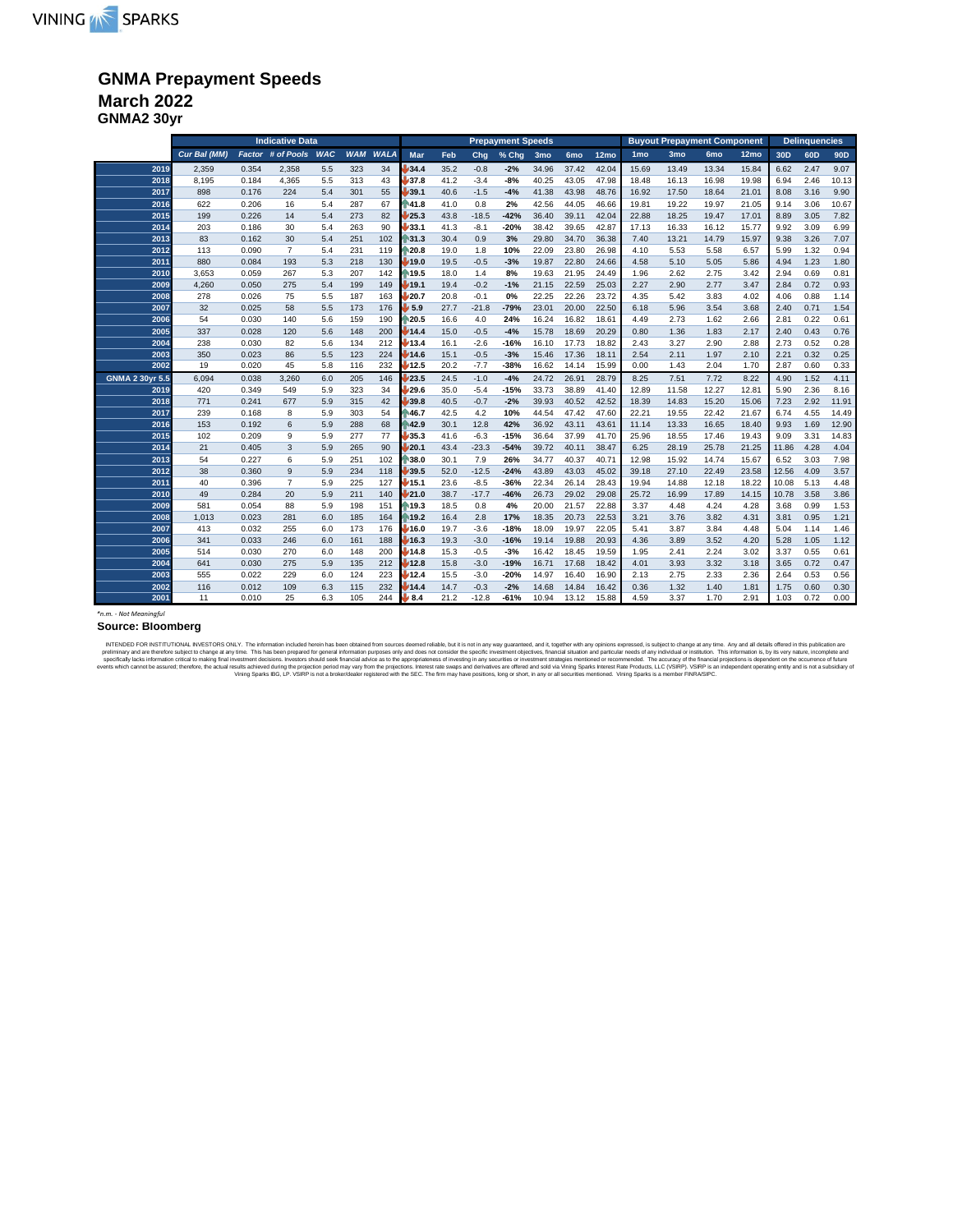## GNMA Prepayment Speeds
## March 2022
### GNMA2 30yr

| | Indicative Data | | | | | | Prepayment Speeds | | | | | | | Buyout Prepayment Component | | | | Delinquencies | | |
|---|---|---|---|---|---|---|---|---|---|---|---|---|---|---|---|---|---|---|---|---|
| | Cur Bal (MM) | Factor | # of Pools | WAC | WAM | WALA | Mar | Feb | Chg | % Chg | 3mo | 6mo | 12mo | 1mo | 3mo | 6mo | 12mo | 30D | 60D | 90D |
| 2019 | 2,359 | 0.354 | 2,358 | 5.5 | 323 | 34 | 34.4 | 35.2 | -0.8 | -2% | 34.96 | 37.42 | 42.04 | 15.69 | 13.49 | 13.34 | 15.84 | 6.62 | 2.47 | 9.07 |
| 2018 | 8,195 | 0.184 | 4,365 | 5.5 | 313 | 43 | 37.8 | 41.2 | -3.4 | -8% | 40.25 | 43.05 | 47.98 | 18.48 | 16.13 | 16.98 | 19.98 | 6.94 | 2.46 | 10.13 |
| 2017 | 898 | 0.176 | 224 | 5.4 | 301 | 55 | 39.1 | 40.6 | -1.5 | -4% | 41.38 | 43.98 | 48.76 | 16.92 | 17.50 | 18.64 | 21.01 | 8.08 | 3.16 | 9.90 |
| 2016 | 622 | 0.206 | 16 | 5.4 | 287 | 67 | 41.8 | 41.0 | 0.8 | 2% | 42.56 | 44.05 | 46.66 | 19.81 | 19.22 | 19.97 | 21.05 | 9.14 | 3.06 | 10.67 |
| 2015 | 199 | 0.226 | 14 | 5.4 | 273 | 82 | 25.3 | 43.8 | -18.5 | -42% | 36.40 | 39.11 | 42.04 | 22.88 | 18.25 | 19.47 | 17.01 | 8.89 | 3.05 | 7.82 |
| 2014 | 203 | 0.186 | 30 | 5.4 | 263 | 90 | 33.1 | 41.3 | -8.1 | -20% | 38.42 | 39.65 | 42.87 | 17.13 | 16.33 | 16.12 | 15.77 | 9.92 | 3.09 | 6.99 |
| 2013 | 83 | 0.162 | 30 | 5.4 | 251 | 102 | 31.3 | 30.4 | 0.9 | 3% | 29.80 | 34.70 | 36.38 | 7.40 | 13.21 | 14.79 | 15.97 | 9.38 | 3.26 | 7.07 |
| 2012 | 113 | 0.090 | 7 | 5.4 | 231 | 119 | 20.8 | 19.0 | 1.8 | 10% | 22.09 | 23.80 | 26.98 | 4.10 | 5.53 | 5.58 | 6.57 | 5.99 | 1.32 | 0.94 |
| 2011 | 880 | 0.084 | 193 | 5.3 | 218 | 130 | 19.0 | 19.5 | -0.5 | -3% | 19.87 | 22.80 | 24.66 | 4.58 | 5.10 | 5.05 | 5.86 | 4.94 | 1.23 | 1.80 |
| 2010 | 3,653 | 0.059 | 267 | 5.3 | 207 | 142 | 19.5 | 18.0 | 1.4 | 8% | 19.63 | 21.95 | 24.49 | 1.96 | 2.62 | 2.75 | 3.42 | 2.94 | 0.69 | 0.81 |
| 2009 | 4,260 | 0.050 | 275 | 5.4 | 199 | 149 | 19.1 | 19.4 | -0.2 | -1% | 21.15 | 22.59 | 25.03 | 2.27 | 2.90 | 2.77 | 3.47 | 2.84 | 0.72 | 0.93 |
| 2008 | 278 | 0.026 | 75 | 5.5 | 187 | 163 | 20.7 | 20.8 | -0.1 | 0% | 22.25 | 22.26 | 23.72 | 4.35 | 5.42 | 3.83 | 4.02 | 4.06 | 0.88 | 1.14 |
| 2007 | 32 | 0.025 | 58 | 5.5 | 173 | 176 | 5.9 | 27.7 | -21.8 | -79% | 23.01 | 20.00 | 22.50 | 6.18 | 5.96 | 3.54 | 3.68 | 2.40 | 0.71 | 1.54 |
| 2006 | 54 | 0.030 | 140 | 5.6 | 159 | 190 | 20.5 | 16.6 | 4.0 | 24% | 16.24 | 16.82 | 18.61 | 4.49 | 2.73 | 1.62 | 2.66 | 2.81 | 0.22 | 0.61 |
| 2005 | 337 | 0.028 | 120 | 5.6 | 148 | 200 | 14.4 | 15.0 | -0.5 | -4% | 15.78 | 18.69 | 20.29 | 0.80 | 1.36 | 1.83 | 2.17 | 2.40 | 0.43 | 0.76 |
| 2004 | 238 | 0.030 | 82 | 5.6 | 134 | 212 | 13.4 | 16.1 | -2.6 | -16% | 16.10 | 17.73 | 18.82 | 2.43 | 3.27 | 2.90 | 2.88 | 2.73 | 0.52 | 0.28 |
| 2003 | 350 | 0.023 | 86 | 5.5 | 123 | 224 | 14.6 | 15.1 | -0.5 | -3% | 15.46 | 17.36 | 18.11 | 2.54 | 2.11 | 1.97 | 2.10 | 2.21 | 0.32 | 0.25 |
| 2002 | 19 | 0.020 | 45 | 5.8 | 116 | 232 | 12.5 | 20.2 | -7.7 | -38% | 16.62 | 14.14 | 15.99 | 0.00 | 1.43 | 2.04 | 1.70 | 2.87 | 0.60 | 0.33 |
| GNMA 2 30yr 5.5 | 6,094 | 0.038 | 3,260 | 6.0 | 205 | 146 | 23.5 | 24.5 | -1.0 | -4% | 24.72 | 26.91 | 28.79 | 8.25 | 7.51 | 7.72 | 8.22 | 4.90 | 1.52 | 4.11 |
| 2019 | 420 | 0.349 | 549 | 5.9 | 323 | 34 | 29.6 | 35.0 | -5.4 | -15% | 33.73 | 38.89 | 41.40 | 12.89 | 11.58 | 12.27 | 12.81 | 5.90 | 2.36 | 8.16 |
| 2018 | 771 | 0.241 | 677 | 5.9 | 315 | 42 | 39.8 | 40.5 | -0.7 | -2% | 39.93 | 40.52 | 42.52 | 18.39 | 14.83 | 15.20 | 15.06 | 7.23 | 2.92 | 11.91 |
| 2017 | 239 | 0.168 | 8 | 5.9 | 303 | 54 | 46.7 | 42.5 | 4.2 | 10% | 44.54 | 47.42 | 47.60 | 22.21 | 19.55 | 22.42 | 21.67 | 6.74 | 4.55 | 14.49 |
| 2016 | 153 | 0.192 | 6 | 5.9 | 288 | 68 | 42.9 | 30.1 | 12.8 | 42% | 36.92 | 43.11 | 43.61 | 11.14 | 13.33 | 16.65 | 18.40 | 9.93 | 1.69 | 12.90 |
| 2015 | 102 | 0.209 | 9 | 5.9 | 277 | 77 | 35.3 | 41.6 | -6.3 | -15% | 36.64 | 37.99 | 41.70 | 25.96 | 18.55 | 17.46 | 19.43 | 9.09 | 3.31 | 14.83 |
| 2014 | 21 | 0.405 | 3 | 5.9 | 265 | 90 | 20.1 | 43.4 | -23.3 | -54% | 39.72 | 40.11 | 38.47 | 6.25 | 28.19 | 25.78 | 21.25 | 11.86 | 4.28 | 4.04 |
| 2013 | 54 | 0.227 | 6 | 5.9 | 251 | 102 | 38.0 | 30.1 | 7.9 | 26% | 34.77 | 40.37 | 40.71 | 12.98 | 15.92 | 14.74 | 15.67 | 6.52 | 3.03 | 7.98 |
| 2012 | 38 | 0.360 | 9 | 5.9 | 234 | 118 | 39.5 | 52.0 | -12.5 | -24% | 43.89 | 43.03 | 45.02 | 39.18 | 27.10 | 22.49 | 23.58 | 12.56 | 4.09 | 3.57 |
| 2011 | 40 | 0.396 | 7 | 5.9 | 225 | 127 | 15.1 | 23.6 | -8.5 | -36% | 22.34 | 26.14 | 28.43 | 19.94 | 14.88 | 12.18 | 18.22 | 10.08 | 5.13 | 4.48 |
| 2010 | 49 | 0.284 | 20 | 5.9 | 211 | 140 | 21.0 | 38.7 | -17.7 | -46% | 26.73 | 29.02 | 29.08 | 25.72 | 16.99 | 17.89 | 14.15 | 10.78 | 3.58 | 3.86 |
| 2009 | 581 | 0.054 | 88 | 5.9 | 198 | 151 | 19.3 | 18.5 | 0.8 | 4% | 20.00 | 21.57 | 22.88 | 3.37 | 4.48 | 4.24 | 4.28 | 3.68 | 0.99 | 1.53 |
| 2008 | 1,013 | 0.023 | 281 | 6.0 | 185 | 164 | 19.2 | 16.4 | 2.8 | 17% | 18.35 | 20.73 | 22.53 | 3.21 | 3.76 | 3.82 | 4.31 | 3.81 | 0.95 | 1.21 |
| 2007 | 413 | 0.032 | 255 | 6.0 | 173 | 176 | 16.0 | 19.7 | -3.6 | -18% | 18.09 | 19.97 | 22.05 | 5.41 | 3.87 | 3.84 | 4.48 | 5.04 | 1.14 | 1.46 |
| 2006 | 341 | 0.033 | 246 | 6.0 | 161 | 188 | 16.3 | 19.3 | -3.0 | -16% | 19.14 | 19.88 | 20.93 | 4.36 | 3.89 | 3.52 | 4.20 | 5.28 | 1.05 | 1.12 |
| 2005 | 514 | 0.030 | 270 | 6.0 | 148 | 200 | 14.8 | 15.3 | -0.5 | -3% | 16.42 | 18.45 | 19.59 | 1.95 | 2.41 | 2.24 | 3.02 | 3.37 | 0.55 | 0.61 |
| 2004 | 641 | 0.030 | 275 | 5.9 | 135 | 212 | 12.8 | 15.8 | -3.0 | -19% | 16.71 | 17.68 | 18.42 | 4.01 | 3.93 | 3.32 | 3.18 | 3.65 | 0.72 | 0.47 |
| 2003 | 555 | 0.022 | 229 | 6.0 | 124 | 223 | 12.4 | 15.5 | -3.0 | -20% | 14.97 | 16.40 | 16.90 | 2.13 | 2.75 | 2.33 | 2.36 | 2.64 | 0.53 | 0.56 |
| 2002 | 116 | 0.012 | 109 | 6.3 | 115 | 232 | 14.4 | 14.7 | -0.3 | -2% | 14.68 | 14.84 | 16.42 | 0.36 | 1.32 | 1.40 | 1.81 | 1.75 | 0.60 | 0.30 |
| 2001 | 11 | 0.010 | 25 | 6.3 | 105 | 244 | 8.4 | 21.2 | -12.8 | -61% | 10.94 | 13.12 | 15.88 | 4.59 | 3.37 | 1.70 | 2.91 | 1.03 | 0.72 | 0.00 |

*n.m. - Not Meaningful*

**Source: Bloomberg**

INTENDED FOR INSTITUTIONAL INVESTORS ONLY. The information included herein has been obtained from sources deemed reliable, but it is not in any way guaranteed, and it, together with any opinions expressed, is subject to change at any time. Any and all details offered in this publication are preliminary and are therefore subject to change at any time. This has been prepared for general information purposes only and does not consider the specific investment objectives, financial situation and particular needs of any individual or institution. This information is, by its very nature, incomplete and specifically lacks information critical to making final investment decisions. Investors should seek financial advice as to the appropriateness of investing in any securities or investment strategies mentioned or recommended. The accuracy of the financial projections is dependent on the occurrence of future events which cannot be assured; therefore, the actual results achieved during the projection period may vary from the projections. Interest rate swaps and derivatives are offered and sold via Vining Sparks Interest Rate Products, LLC (VSIRP). VSIRP is an independent operating entity and is not a subsidiary of Vining Sparks IBG, LP. VSIRP is not a broker/dealer registered with the SEC. The firm may have positions, long or short, in any or all securities mentioned. Vining Sparks is a member FINRA/SIPC.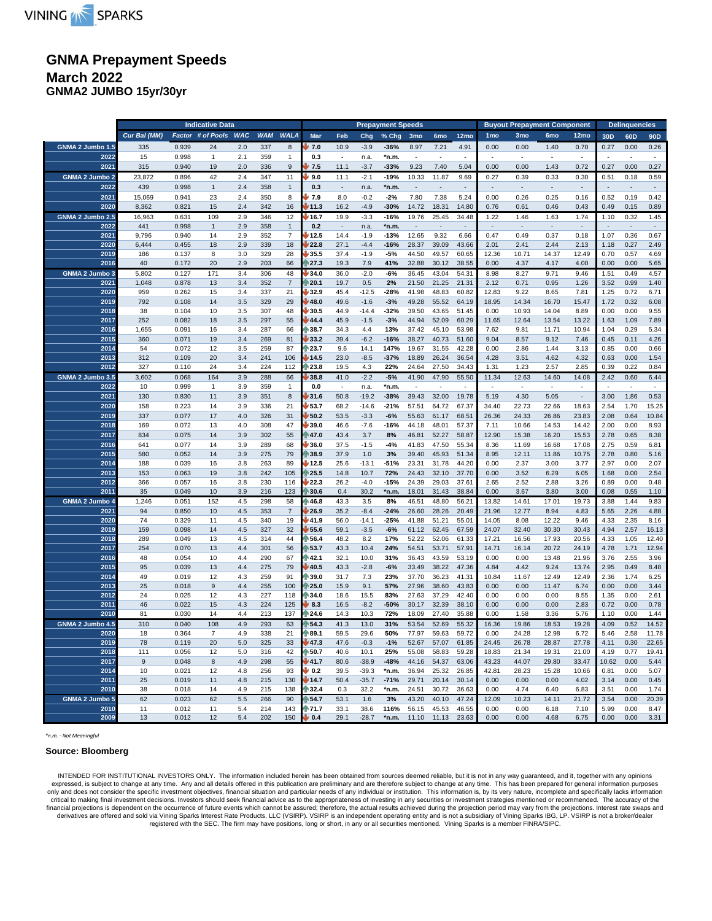# GNMA Prepayment Speeds
## March 2022
### GNMA2 JUMBO 15yr/30yr

| | Indicative Data | | | | | | Prepayment Speeds | | | | | | | Buyout Prepayment Component | | | | Delinquencies | | |
|---|---|---|---|---|---|---|---|---|---|---|---|---|---|---|---|---|---|---|---|---|
| | Cur Bal (MM) | Factor | # of Pools | WAC | WAM | WALA | Mar | Feb | Chg | % Chg | 3mo | 6mo | 12mo | 1mo | 3mo | 6mo | 12mo | 30D | 60D | 90D |
| **GNMA 2 Jumbo 1.5** | 335 | 0.939 | 24 | 2.0 | 337 | 8 | 7.0 | 10.9 | -3.9 | -36% | 8.97 | 7.21 | 4.91 | 0.00 | 0.00 | 1.40 | 0.70 | 0.27 | 0.00 | 0.26 |
| 2022 | 15 | 0.998 | 1 | 2.1 | 359 | 1 | 0.3 | - | n.a. | *n.m. | - | - | - | - | - | - | - | - | - | - |
| 2021 | 315 | 0.940 | 19 | 2.0 | 336 | 9 | 7.5 | 11.1 | -3.7 | -33% | 9.23 | 7.40 | 5.04 | 0.00 | 0.00 | 1.43 | 0.72 | 0.27 | 0.00 | 0.27 |
| **GNMA 2 Jumbo 2** | 23,872 | 0.896 | 42 | 2.4 | 347 | 11 | 9.0 | 11.1 | -2.1 | -19% | 10.33 | 11.87 | 9.69 | 0.27 | 0.39 | 0.33 | 0.30 | 0.51 | 0.18 | 0.59 |
| 2022 | 439 | 0.998 | 1 | 2.4 | 358 | 1 | 0.3 | - | n.a. | *n.m. | - | - | - | - | - | - | - | - | - | - |
| 2021 | 15,069 | 0.941 | 23 | 2.4 | 350 | 8 | 7.9 | 8.0 | -0.2 | -2% | 7.80 | 7.38 | 5.24 | 0.00 | 0.26 | 0.25 | 0.16 | 0.52 | 0.19 | 0.42 |
| 2020 | 8,362 | 0.821 | 15 | 2.4 | 342 | 16 | 11.3 | 16.2 | -4.9 | -30% | 14.72 | 18.31 | 14.80 | 0.76 | 0.61 | 0.46 | 0.43 | 0.49 | 0.15 | 0.89 |
| **GNMA 2 Jumbo 2.5** | 16,963 | 0.631 | 109 | 2.9 | 346 | 12 | 16.7 | 19.9 | -3.3 | -16% | 19.76 | 25.45 | 34.48 | 1.22 | 1.46 | 1.63 | 1.74 | 1.10 | 0.32 | 1.45 |
| 2022 | 441 | 0.998 | 1 | 2.9 | 358 | 1 | 0.2 | - | n.a. | *n.m. | - | - | - | - | - | - | - | - | - | - |
| 2021 | 9,796 | 0.940 | 14 | 2.9 | 352 | 7 | 12.5 | 14.4 | -1.9 | -13% | 12.65 | 9.32 | 6.66 | 0.47 | 0.49 | 0.37 | 0.18 | 1.07 | 0.36 | 0.67 |
| 2020 | 6,444 | 0.455 | 18 | 2.9 | 339 | 18 | 22.8 | 27.1 | -4.4 | -16% | 28.37 | 39.09 | 43.66 | 2.01 | 2.41 | 2.44 | 2.13 | 1.18 | 0.27 | 2.49 |
| 2019 | 186 | 0.137 | 8 | 3.0 | 329 | 28 | 35.5 | 37.4 | -1.9 | -5% | 44.50 | 49.57 | 60.65 | 12.36 | 10.71 | 14.37 | 12.49 | 0.70 | 0.57 | 4.69 |
| 2016 | 40 | 0.172 | 20 | 2.9 | 203 | 66 | 27.3 | 19.3 | 7.9 | 41% | 32.88 | 30.12 | 38.55 | 0.00 | 4.37 | 4.17 | 4.00 | 0.00 | 0.00 | 5.65 |
| **GNMA 2 Jumbo 3** | 5,802 | 0.127 | 171 | 3.4 | 306 | 48 | 34.0 | 36.0 | -2.0 | -6% | 36.45 | 43.04 | 54.31 | 8.98 | 8.27 | 9.71 | 9.46 | 1.51 | 0.49 | 4.57 |
| 2021 | 1,048 | 0.878 | 13 | 3.4 | 352 | 7 | 20.1 | 19.7 | 0.5 | 2% | 21.50 | 21.25 | 21.31 | 2.12 | 0.71 | 0.95 | 1.26 | 3.52 | 0.99 | 1.40 |
| 2020 | 959 | 0.262 | 15 | 3.4 | 337 | 21 | 32.9 | 45.4 | -12.5 | -28% | 41.98 | 48.83 | 60.82 | 12.83 | 9.22 | 8.65 | 7.81 | 1.25 | 0.72 | 6.71 |
| 2019 | 792 | 0.108 | 14 | 3.5 | 329 | 29 | 48.0 | 49.6 | -1.6 | -3% | 49.28 | 55.52 | 64.19 | 18.95 | 14.34 | 16.70 | 15.47 | 1.72 | 0.32 | 6.08 |
| 2018 | 38 | 0.104 | 10 | 3.5 | 307 | 48 | 30.5 | 44.9 | -14.4 | -32% | 39.50 | 43.65 | 51.45 | 0.00 | 10.93 | 14.04 | 8.89 | 0.00 | 0.00 | 9.55 |
| 2017 | 252 | 0.082 | 18 | 3.5 | 297 | 55 | 44.4 | 45.9 | -1.5 | -3% | 44.94 | 52.09 | 60.29 | 11.65 | 12.64 | 13.54 | 13.22 | 1.63 | 1.09 | 7.89 |
| 2016 | 1,655 | 0.091 | 16 | 3.4 | 287 | 66 | 38.7 | 34.3 | 4.4 | 13% | 37.42 | 45.10 | 53.98 | 7.62 | 9.81 | 11.71 | 10.94 | 1.04 | 0.29 | 5.34 |
| 2015 | 360 | 0.071 | 19 | 3.4 | 269 | 81 | 33.2 | 39.4 | -6.2 | -16% | 38.27 | 40.73 | 51.60 | 9.04 | 8.57 | 9.12 | 7.46 | 0.45 | 0.11 | 4.26 |
| 2014 | 54 | 0.072 | 12 | 3.5 | 259 | 87 | 23.7 | 9.6 | 14.1 | 147% | 19.67 | 31.55 | 42.28 | 0.00 | 2.86 | 1.44 | 3.13 | 0.85 | 0.00 | 0.66 |
| 2013 | 312 | 0.109 | 20 | 3.4 | 241 | 106 | 14.5 | 23.0 | -8.5 | -37% | 18.89 | 26.24 | 36.54 | 4.28 | 3.51 | 4.62 | 4.32 | 0.63 | 0.00 | 1.54 |
| 2012 | 327 | 0.110 | 24 | 3.4 | 224 | 112 | 23.8 | 19.5 | 4.3 | 22% | 24.64 | 27.50 | 34.43 | 1.31 | 1.23 | 2.57 | 2.85 | 0.39 | 0.22 | 0.84 |
| **GNMA 2 Jumbo 3.5** | 3,602 | 0.068 | 164 | 3.9 | 288 | 66 | 38.8 | 41.0 | -2.2 | -5% | 41.90 | 47.90 | 55.50 | 11.34 | 12.63 | 14.60 | 14.08 | 2.42 | 0.60 | 6.44 |
| 2022 | 10 | 0.999 | 1 | 3.9 | 359 | 1 | 0.0 | - | n.a. | *n.m. | - | - | - | - | - | - | - | - | - | - |
| 2021 | 130 | 0.830 | 11 | 3.9 | 351 | 8 | 31.6 | 50.8 | -19.2 | -38% | 39.43 | 32.00 | 19.78 | 5.19 | 4.30 | 5.05 | - | 3.00 | 1.86 | 0.53 |
| 2020 | 158 | 0.223 | 14 | 3.9 | 336 | 21 | 53.7 | 68.2 | -14.6 | -21% | 57.51 | 64.72 | 67.37 | 34.40 | 22.73 | 22.66 | 18.63 | 2.54 | 1.70 | 15.25 |
| 2019 | 337 | 0.077 | 17 | 4.0 | 326 | 31 | 50.2 | 53.5 | -3.3 | -6% | 55.63 | 61.17 | 68.51 | 26.36 | 24.33 | 26.86 | 23.83 | 2.08 | 0.64 | 10.84 |
| 2018 | 169 | 0.072 | 13 | 4.0 | 308 | 47 | 39.0 | 46.6 | -7.6 | -16% | 44.18 | 48.01 | 57.37 | 7.11 | 10.66 | 14.53 | 14.42 | 2.00 | 0.00 | 8.93 |
| 2017 | 834 | 0.075 | 14 | 3.9 | 302 | 55 | 47.0 | 43.4 | 3.7 | 8% | 46.81 | 52.27 | 58.87 | 12.90 | 15.38 | 16.20 | 15.53 | 2.78 | 0.65 | 8.38 |
| 2016 | 641 | 0.077 | 14 | 3.9 | 289 | 68 | 36.0 | 37.5 | -1.5 | -4% | 41.83 | 47.50 | 55.34 | 8.36 | 11.69 | 16.68 | 17.08 | 2.75 | 0.59 | 6.81 |
| 2015 | 580 | 0.052 | 14 | 3.9 | 275 | 79 | 38.9 | 37.9 | 1.0 | 3% | 39.40 | 45.93 | 51.34 | 8.95 | 12.11 | 11.86 | 10.75 | 2.78 | 0.80 | 5.16 |
| 2014 | 188 | 0.039 | 16 | 3.8 | 263 | 89 | 12.5 | 25.6 | -13.1 | -51% | 23.31 | 31.78 | 44.20 | 0.00 | 2.37 | 3.00 | 3.77 | 2.97 | 0.00 | 2.07 |
| 2013 | 153 | 0.063 | 19 | 3.8 | 242 | 105 | 25.5 | 14.8 | 10.7 | 72% | 24.43 | 32.10 | 37.70 | 0.00 | 3.52 | 6.29 | 6.05 | 1.68 | 0.00 | 2.54 |
| 2012 | 366 | 0.057 | 16 | 3.8 | 230 | 116 | 22.3 | 26.2 | -4.0 | -15% | 24.39 | 29.03 | 37.61 | 2.65 | 2.52 | 2.88 | 3.26 | 0.89 | 0.00 | 0.48 |
| 2011 | 35 | 0.049 | 10 | 3.9 | 216 | 123 | 30.6 | 0.4 | 30.2 | *n.m. | 18.01 | 31.43 | 38.84 | 0.00 | 3.67 | 3.80 | 3.00 | 0.08 | 0.55 | 1.10 |
| **GNMA 2 Jumbo 4** | 1,246 | 0.051 | 152 | 4.5 | 298 | 58 | 46.8 | 43.3 | 3.5 | 8% | 46.51 | 48.80 | 56.21 | 13.82 | 14.61 | 17.01 | 19.73 | 3.88 | 1.44 | 9.83 |
| 2021 | 94 | 0.850 | 10 | 4.5 | 353 | 7 | 26.9 | 35.2 | -8.4 | -24% | 26.60 | 28.26 | 20.49 | 21.96 | 12.77 | 8.94 | 4.83 | 5.65 | 2.26 | 4.88 |
| 2020 | 74 | 0.329 | 11 | 4.5 | 340 | 19 | 41.9 | 56.0 | -14.1 | -25% | 41.88 | 51.21 | 55.01 | 14.05 | 8.08 | 12.22 | 9.46 | 4.33 | 2.35 | 8.16 |
| 2019 | 159 | 0.098 | 14 | 4.5 | 327 | 32 | 55.6 | 59.1 | -3.5 | -6% | 61.12 | 62.45 | 67.59 | 24.07 | 32.40 | 30.30 | 30.43 | 4.94 | 2.57 | 16.13 |
| 2018 | 289 | 0.049 | 13 | 4.5 | 314 | 44 | 56.4 | 48.2 | 8.2 | 17% | 52.22 | 52.06 | 61.33 | 17.21 | 16.56 | 17.93 | 20.56 | 4.33 | 1.05 | 12.40 |
| 2017 | 254 | 0.070 | 13 | 4.4 | 301 | 56 | 53.7 | 43.3 | 10.4 | 24% | 54.51 | 53.71 | 57.91 | 14.71 | 16.14 | 20.72 | 24.19 | 4.78 | 1.71 | 12.94 |
| 2016 | 48 | 0.054 | 10 | 4.4 | 290 | 67 | 42.1 | 32.1 | 10.0 | 31% | 36.43 | 43.59 | 53.19 | 0.00 | 0.00 | 13.48 | 21.96 | 3.76 | 2.55 | 3.96 |
| 2015 | 95 | 0.039 | 13 | 4.4 | 275 | 79 | 40.5 | 43.3 | -2.8 | -6% | 33.49 | 38.22 | 47.36 | 4.84 | 4.42 | 9.24 | 13.74 | 2.95 | 0.49 | 8.48 |
| 2014 | 49 | 0.019 | 12 | 4.3 | 259 | 91 | 39.0 | 31.7 | 7.3 | 23% | 37.70 | 36.23 | 41.31 | 10.84 | 11.67 | 12.49 | 12.49 | 2.36 | 1.74 | 6.25 |
| 2013 | 25 | 0.018 | 9 | 4.4 | 255 | 100 | 25.0 | 15.9 | 9.1 | 57% | 27.96 | 38.60 | 43.83 | 0.00 | 0.00 | 11.47 | 6.74 | 0.00 | 0.00 | 3.44 |
| 2012 | 24 | 0.025 | 12 | 4.3 | 227 | 118 | 34.0 | 18.6 | 15.5 | 83% | 27.63 | 37.29 | 42.40 | 0.00 | 0.00 | 0.00 | 8.55 | 1.35 | 0.00 | 2.61 |
| 2011 | 46 | 0.022 | 15 | 4.3 | 224 | 125 | 8.3 | 16.5 | -8.2 | -50% | 30.17 | 32.39 | 38.10 | 0.00 | 0.00 | 0.00 | 2.83 | 0.72 | 0.00 | 0.78 |
| 2010 | 81 | 0.030 | 14 | 4.4 | 213 | 137 | 24.6 | 14.3 | 10.3 | 72% | 18.09 | 27.40 | 35.88 | 0.00 | 1.58 | 3.36 | 5.76 | 1.10 | 0.00 | 1.44 |
| **GNMA 2 Jumbo 4.5** | 310 | 0.040 | 108 | 4.9 | 293 | 63 | 54.3 | 41.3 | 13.0 | 31% | 53.54 | 52.69 | 55.32 | 16.36 | 19.86 | 18.53 | 19.28 | 4.09 | 0.52 | 14.52 |
| 2020 | 18 | 0.364 | 7 | 4.9 | 338 | 21 | 89.1 | 59.5 | 29.6 | 50% | 77.97 | 59.63 | 59.72 | 0.00 | 24.28 | 12.98 | 6.72 | 5.46 | 2.58 | 11.78 |
| 2019 | 78 | 0.119 | 20 | 5.0 | 325 | 33 | 47.3 | 47.6 | -0.3 | -1% | 52.67 | 57.07 | 61.85 | 24.45 | 26.78 | 28.87 | 27.78 | 4.11 | 0.30 | 22.65 |
| 2018 | 111 | 0.056 | 12 | 5.0 | 316 | 42 | 50.7 | 40.6 | 10.1 | 25% | 55.08 | 58.83 | 59.28 | 18.83 | 21.34 | 19.31 | 21.00 | 4.19 | 0.77 | 19.41 |
| 2017 | 9 | 0.048 | 8 | 4.9 | 298 | 55 | 41.7 | 80.6 | -38.9 | -48% | 44.16 | 54.37 | 63.06 | 43.23 | 44.07 | 29.80 | 33.47 | 10.62 | 0.00 | 5.44 |
| 2014 | 10 | 0.021 | 12 | 4.8 | 256 | 93 | 0.2 | 39.5 | -39.3 | *n.m. | 36.94 | 25.32 | 26.85 | 42.81 | 28.23 | 15.28 | 10.66 | 0.81 | 0.00 | 5.07 |
| 2011 | 25 | 0.019 | 11 | 4.8 | 215 | 130 | 14.7 | 50.4 | -35.7 | -71% | 29.71 | 20.14 | 30.14 | 0.00 | 0.00 | 0.00 | 4.02 | 3.14 | 0.00 | 0.45 |
| 2010 | 38 | 0.018 | 14 | 4.9 | 215 | 138 | 32.4 | 0.3 | 32.2 | *n.m. | 24.51 | 30.72 | 36.63 | 0.00 | 4.74 | 6.40 | 6.83 | 3.51 | 0.00 | 1.74 |
| **GNMA 2 Jumbo 5** | 62 | 0.023 | 62 | 5.5 | 266 | 90 | 54.7 | 53.1 | 1.6 | 3% | 43.20 | 40.10 | 47.24 | 12.09 | 10.23 | 14.11 | 21.72 | 3.54 | 0.00 | 20.39 |
| 2010 | 11 | 0.012 | 11 | 5.4 | 214 | 143 | 71.7 | 33.1 | 38.6 | 116% | 56.15 | 45.53 | 46.55 | 0.00 | 0.00 | 6.18 | 7.10 | 5.99 | 0.00 | 8.47 |
| 2009 | 13 | 0.012 | 12 | 5.4 | 202 | 150 | 0.4 | 29.1 | -28.7 | *n.m. | 11.10 | 11.13 | 23.63 | 0.00 | 0.00 | 4.68 | 6.75 | 0.00 | 0.00 | 3.31 |

*n.m. - Not Meaningful

**Source: Bloomberg**

INTENDED FOR INSTITUTIONAL INVESTORS ONLY. The information included herein has been obtained from sources deemed reliable, but it is not in any way guaranteed, and it, together with any opinions expressed, is subject to change at any time. Any and all details offered in this publication are preliminary and are therefore subject to change at any time. This has been prepared for general information purposes only and does not consider the specific investment objectives, financial situation and particular needs of any individual or institution. This information is, by its very nature, incomplete and specifically lacks information critical to making final investment decisions. Investors should seek financial advice as to the appropriateness of investing in any securities or investment strategies mentioned or recommended. The accuracy of the financial projections is dependent on the occurrence of future events which cannot be assured; therefore, the actual results achieved during the projection period may vary from the projections. Interest rate swaps and derivatives are offered and sold via Vining Sparks Interest Rate Products, LLC (VSIRP). VSIRP is an independent operating entity and is not a subsidiary of Vining Sparks IBG, LP. VSIRP is not a broker/dealer registered with the SEC. The firm may have positions, long or short, in any or all securities mentioned. Vining Sparks is a member FINRA/SIPC.